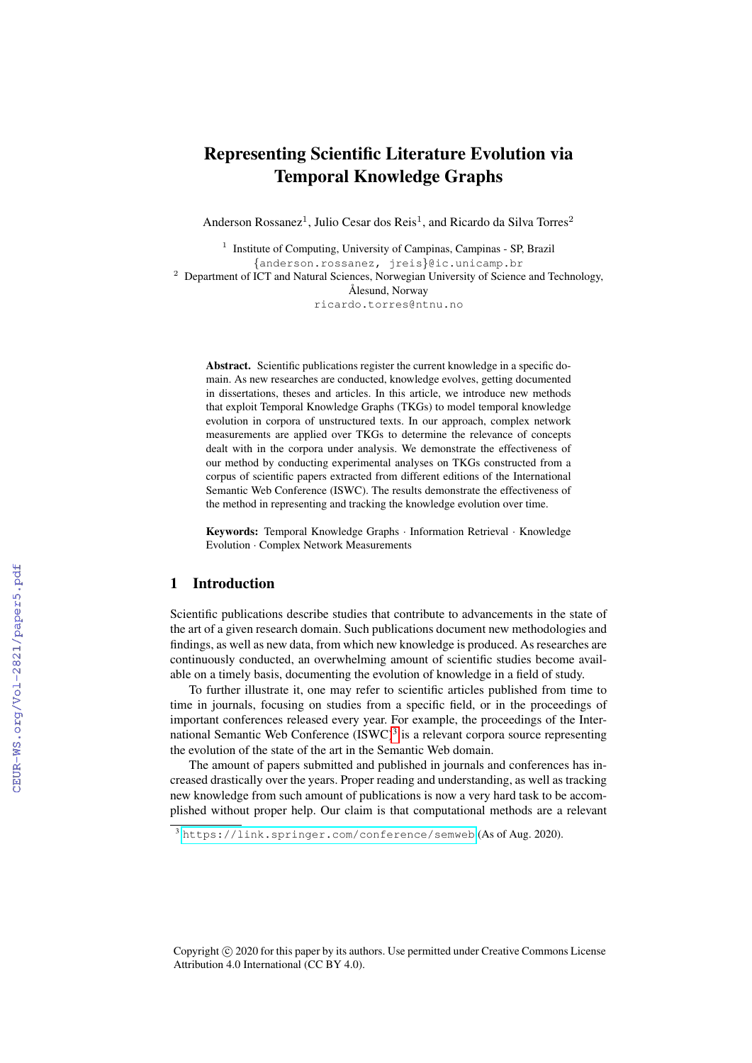# Representing Scientific Literature Evolution via Temporal Knowledge Graphs

Anderson Rossanez[1], Julio Cesar dos Reis[1], and Ricardo da Silva Torres[2]

[1] Institute of Computing, University of Campinas, Campinas - SP, Brazil
{anderson.rossanez, jreis}@ic.unicamp.br

[2] Department of ICT and Natural Sciences, Norwegian University of Science and Technology, Ålesund, Norway
ricardo.torres@ntnu.no

**Abstract.** Scientific publications register the current knowledge in a specific domain. As new researches are conducted, knowledge evolves, getting documented in dissertations, theses and articles. In this article, we introduce new methods that exploit Temporal Knowledge Graphs (TKGs) to model temporal knowledge evolution in corpora of unstructured texts. In our approach, complex network measurements are applied over TKGs to determine the relevance of concepts dealt with in the corpora under analysis. We demonstrate the effectiveness of our method by conducting experimental analyses on TKGs constructed from a corpus of scientific papers extracted from different editions of the International Semantic Web Conference (ISWC). The results demonstrate the effectiveness of the method in representing and tracking the knowledge evolution over time.

**Keywords:** Temporal Knowledge Graphs · Information Retrieval · Knowledge Evolution · Complex Network Measurements

## 1 Introduction

Scientific publications describe studies that contribute to advancements in the state of the art of a given research domain. Such publications document new methodologies and findings, as well as new data, from which new knowledge is produced. As researches are continuously conducted, an overwhelming amount of scientific studies become available on a timely basis, documenting the evolution of knowledge in a field of study.

To further illustrate it, one may refer to scientific articles published from time to time in journals, focusing on studies from a specific field, or in the proceedings of important conferences released every year. For example, the proceedings of the International Semantic Web Conference (ISWC)[3] is a relevant corpora source representing the evolution of the state of the art in the Semantic Web domain.

The amount of papers submitted and published in journals and conferences has increased drastically over the years. Proper reading and understanding, as well as tracking new knowledge from such amount of publications is now a very hard task to be accomplished without proper help. Our claim is that computational methods are a relevant

[3] https://link.springer.com/conference/semweb (As of Aug. 2020).

Copyright © 2020 for this paper by its authors. Use permitted under Creative Commons License Attribution 4.0 International (CC BY 4.0).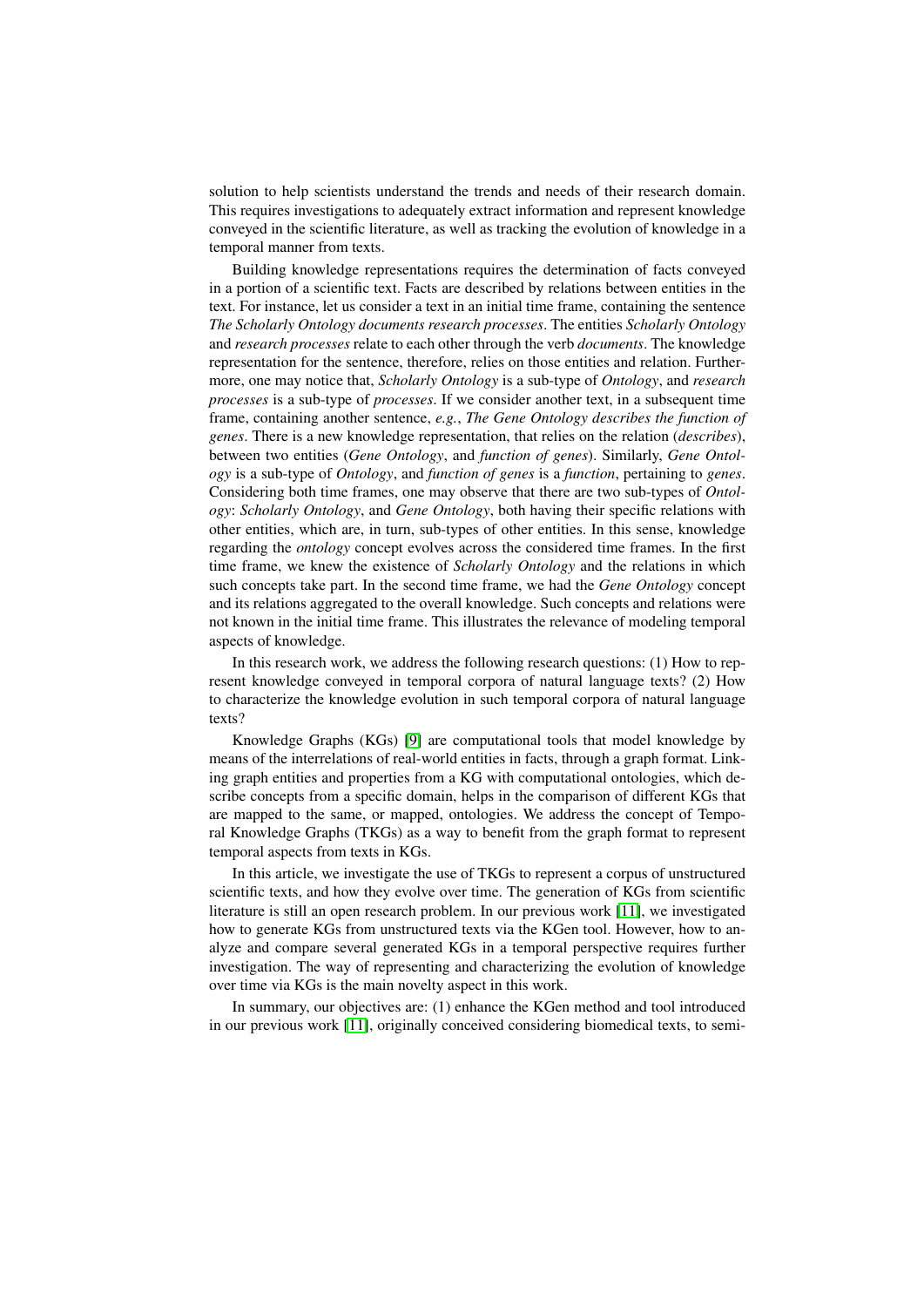solution to help scientists understand the trends and needs of their research domain. This requires investigations to adequately extract information and represent knowledge conveyed in the scientific literature, as well as tracking the evolution of knowledge in a temporal manner from texts.

Building knowledge representations requires the determination of facts conveyed in a portion of a scientific text. Facts are described by relations between entities in the text. For instance, let us consider a text in an initial time frame, containing the sentence *The Scholarly Ontology documents research processes*. The entities *Scholarly Ontology* and *research processes* relate to each other through the verb *documents*. The knowledge representation for the sentence, therefore, relies on those entities and relation. Furthermore, one may notice that, *Scholarly Ontology* is a sub-type of *Ontology*, and *research processes* is a sub-type of *processes*. If we consider another text, in a subsequent time frame, containing another sentence, *e.g.*, *The Gene Ontology describes the function of genes*. There is a new knowledge representation, that relies on the relation (*describes*), between two entities (*Gene Ontology*, and *function of genes*). Similarly, *Gene Ontology* is a sub-type of *Ontology*, and *function of genes* is a *function*, pertaining to *genes*. Considering both time frames, one may observe that there are two sub-types of *Ontology*: *Scholarly Ontology*, and *Gene Ontology*, both having their specific relations with other entities, which are, in turn, sub-types of other entities. In this sense, knowledge regarding the *ontology* concept evolves across the considered time frames. In the first time frame, we knew the existence of *Scholarly Ontology* and the relations in which such concepts take part. In the second time frame, we had the *Gene Ontology* concept and its relations aggregated to the overall knowledge. Such concepts and relations were not known in the initial time frame. This illustrates the relevance of modeling temporal aspects of knowledge.

In this research work, we address the following research questions: (1) How to represent knowledge conveyed in temporal corpora of natural language texts? (2) How to characterize the knowledge evolution in such temporal corpora of natural language texts?

Knowledge Graphs (KGs) [9] are computational tools that model knowledge by means of the interrelations of real-world entities in facts, through a graph format. Linking graph entities and properties from a KG with computational ontologies, which describe concepts from a specific domain, helps in the comparison of different KGs that are mapped to the same, or mapped, ontologies. We address the concept of Temporal Knowledge Graphs (TKGs) as a way to benefit from the graph format to represent temporal aspects from texts in KGs.

In this article, we investigate the use of TKGs to represent a corpus of unstructured scientific texts, and how they evolve over time. The generation of KGs from scientific literature is still an open research problem. In our previous work [11], we investigated how to generate KGs from unstructured texts via the KGen tool. However, how to analyze and compare several generated KGs in a temporal perspective requires further investigation. The way of representing and characterizing the evolution of knowledge over time via KGs is the main novelty aspect in this work.

In summary, our objectives are: (1) enhance the KGen method and tool introduced in our previous work [11], originally conceived considering biomedical texts, to semi-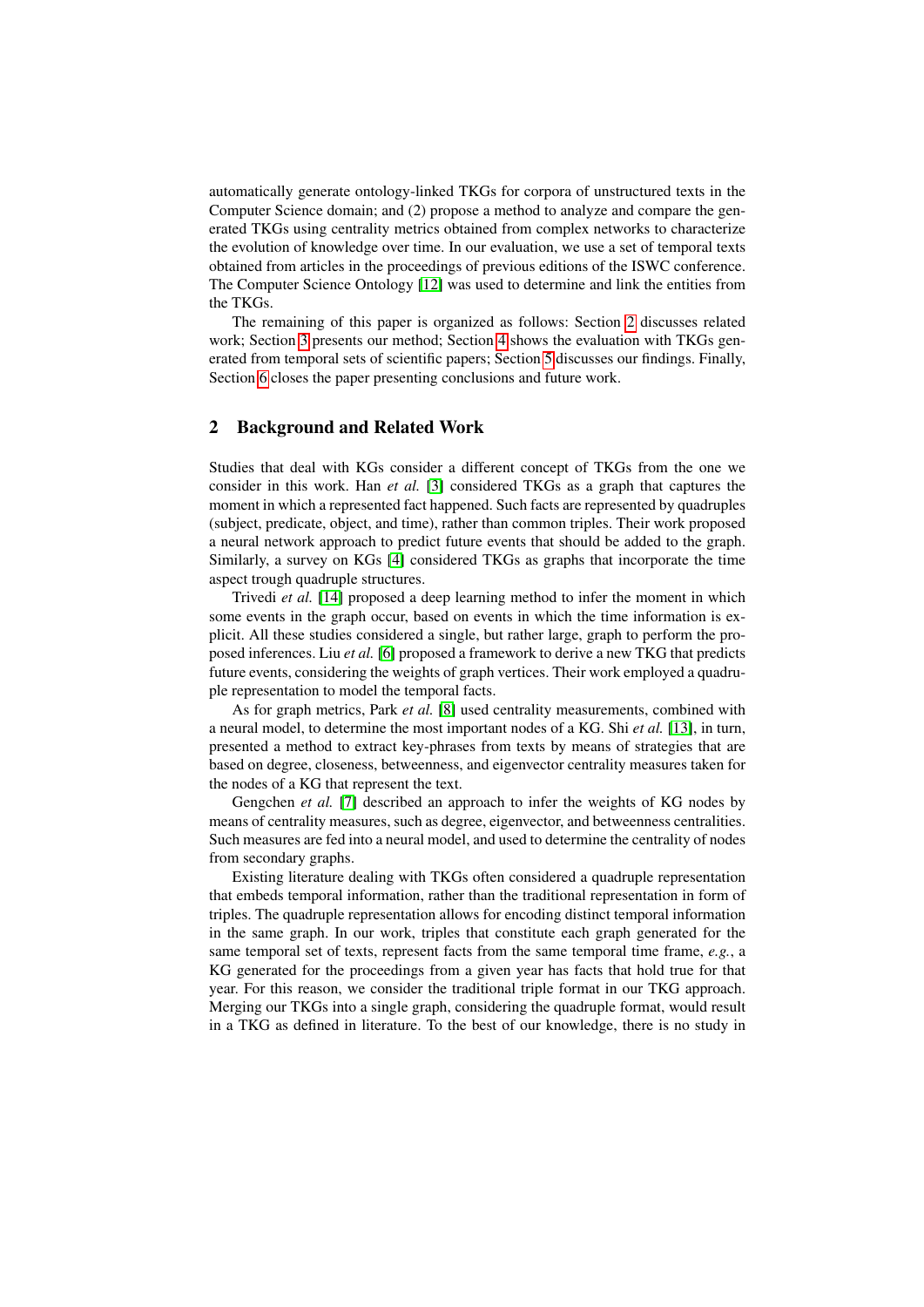automatically generate ontology-linked TKGs for corpora of unstructured texts in the Computer Science domain; and (2) propose a method to analyze and compare the generated TKGs using centrality metrics obtained from complex networks to characterize the evolution of knowledge over time. In our evaluation, we use a set of temporal texts obtained from articles in the proceedings of previous editions of the ISWC conference. The Computer Science Ontology [12] was used to determine and link the entities from the TKGs.

The remaining of this paper is organized as follows: Section 2 discusses related work; Section 3 presents our method; Section 4 shows the evaluation with TKGs generated from temporal sets of scientific papers; Section 5 discusses our findings. Finally, Section 6 closes the paper presenting conclusions and future work.

## 2 Background and Related Work

Studies that deal with KGs consider a different concept of TKGs from the one we consider in this work. Han *et al.* [3] considered TKGs as a graph that captures the moment in which a represented fact happened. Such facts are represented by quadruples (subject, predicate, object, and time), rather than common triples. Their work proposed a neural network approach to predict future events that should be added to the graph. Similarly, a survey on KGs [4] considered TKGs as graphs that incorporate the time aspect trough quadruple structures.

Trivedi *et al.* [14] proposed a deep learning method to infer the moment in which some events in the graph occur, based on events in which the time information is explicit. All these studies considered a single, but rather large, graph to perform the proposed inferences. Liu *et al.* [6] proposed a framework to derive a new TKG that predicts future events, considering the weights of graph vertices. Their work employed a quadruple representation to model the temporal facts.

As for graph metrics, Park *et al.* [8] used centrality measurements, combined with a neural model, to determine the most important nodes of a KG. Shi *et al.* [13], in turn, presented a method to extract key-phrases from texts by means of strategies that are based on degree, closeness, betweenness, and eigenvector centrality measures taken for the nodes of a KG that represent the text.

Gengchen *et al.* [7] described an approach to infer the weights of KG nodes by means of centrality measures, such as degree, eigenvector, and betweenness centralities. Such measures are fed into a neural model, and used to determine the centrality of nodes from secondary graphs.

Existing literature dealing with TKGs often considered a quadruple representation that embeds temporal information, rather than the traditional representation in form of triples. The quadruple representation allows for encoding distinct temporal information in the same graph. In our work, triples that constitute each graph generated for the same temporal set of texts, represent facts from the same temporal time frame, *e.g.*, a KG generated for the proceedings from a given year has facts that hold true for that year. For this reason, we consider the traditional triple format in our TKG approach. Merging our TKGs into a single graph, considering the quadruple format, would result in a TKG as defined in literature. To the best of our knowledge, there is no study in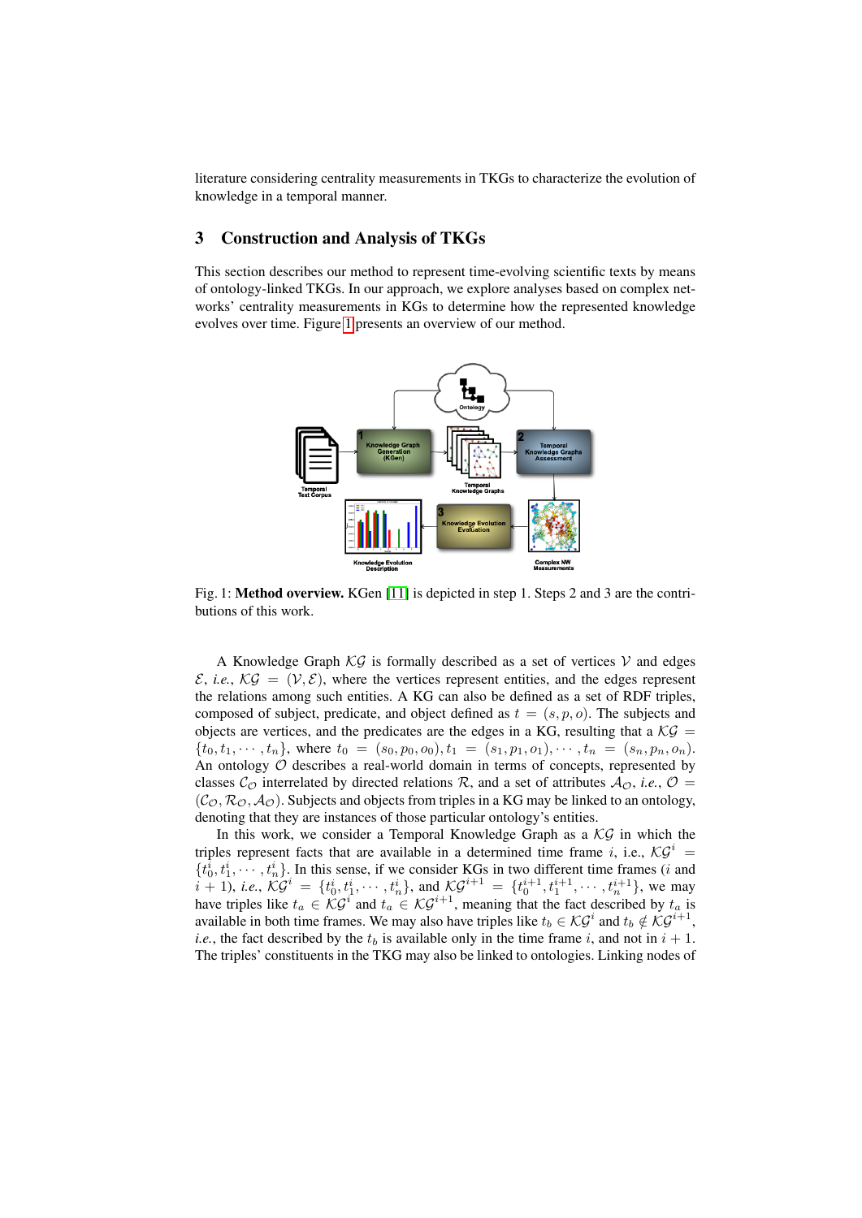literature considering centrality measurements in TKGs to characterize the evolution of knowledge in a temporal manner.

## 3 Construction and Analysis of TKGs

This section describes our method to represent time-evolving scientific texts by means of ontology-linked TKGs. In our approach, we explore analyses based on complex networks' centrality measurements in KGs to determine how the represented knowledge evolves over time. Figure 1 presents an overview of our method.

Fig. 1: **Method overview.** KGen [11] is depicted in step 1. Steps 2 and 3 are the contributions of this work.

A Knowledge Graph $\mathcal{KG}$ is formally described as a set of vertices $\mathcal{V}$ and edges $\mathcal{E}$, *i.e.*, $\mathcal{KG} = (\mathcal{V}, \mathcal{E})$, where the vertices represent entities, and the edges represent the relations among such entities. A KG can also be defined as a set of RDF triples, composed of subject, predicate, and object defined as $t = (s, p, o)$. The subjects and objects are vertices, and the predicates are the edges in a KG, resulting that a $\mathcal{KG} = \{t_0, t_1, \cdots, t_n\}$, where $t_0 = (s_0, p_0, o_0), t_1 = (s_1, p_1, o_1), \cdots, t_n = (s_n, p_n, o_n)$. An ontology $\mathcal{O}$ describes a real-world domain in terms of concepts, represented by classes $\mathcal{C_O}$ interrelated by directed relations $\mathcal{R}$, and a set of attributes $\mathcal{A_O}$, *i.e.*, $\mathcal{O} = (\mathcal{C_O}, \mathcal{R_O}, \mathcal{A_O})$. Subjects and objects from triples in a KG may be linked to an ontology, denoting that they are instances of those particular ontology's entities.

In this work, we consider a Temporal Knowledge Graph as a $\mathcal{KG}$ in which the triples represent facts that are available in a determined time frame $i$, i.e., $\mathcal{KG}^i = \{t_0^i, t_1^i, \cdots, t_n^i\}$. In this sense, if we consider KGs in two different time frames ($i$ and $i+1$), *i.e.*, $\mathcal{KG}^i = \{t_0^i, t_1^i, \cdots, t_n^i\}$, and $\mathcal{KG}^{i+1} = \{t_0^{i+1}, t_1^{i+1}, \cdots, t_n^{i+1}\}$, we may have triples like $t_a \in \mathcal{KG}^i$ and $t_a \in \mathcal{KG}^{i+1}$, meaning that the fact described by $t_a$ is available in both time frames. We may also have triples like $t_b \in \mathcal{KG}^i$ and $t_b \notin \mathcal{KG}^{i+1}$, *i.e.*, the fact described by the $t_b$ is available only in the time frame $i$, and not in $i+1$. The triples' constituents in the TKG may also be linked to ontologies. Linking nodes of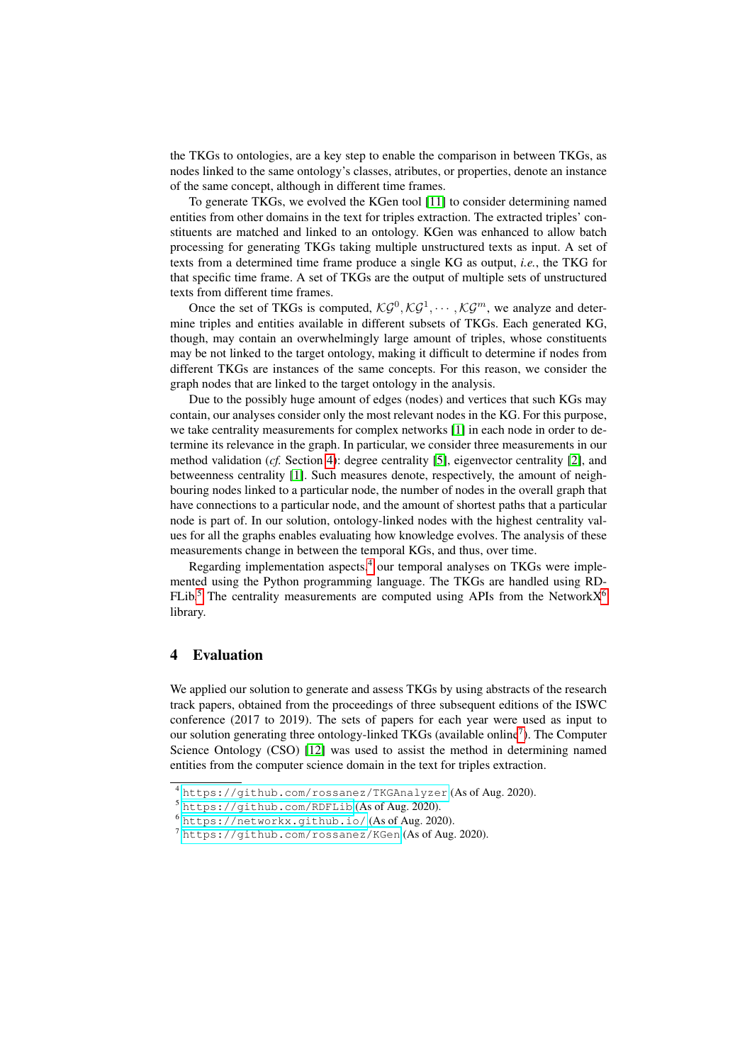the TKGs to ontologies, are a key step to enable the comparison in between TKGs, as nodes linked to the same ontology's classes, atributes, or properties, denote an instance of the same concept, although in different time frames.

To generate TKGs, we evolved the KGen tool [11] to consider determining named entities from other domains in the text for triples extraction. The extracted triples' constituents are matched and linked to an ontology. KGen was enhanced to allow batch processing for generating TKGs taking multiple unstructured texts as input. A set of texts from a determined time frame produce a single KG as output, *i.e.*, the TKG for that specific time frame. A set of TKGs are the output of multiple sets of unstructured texts from different time frames.

Once the set of TKGs is computed, $\mathcal{KG}^0, \mathcal{KG}^1, \cdots, \mathcal{KG}^m$, we analyze and determine triples and entities available in different subsets of TKGs. Each generated KG, though, may contain an overwhelmingly large amount of triples, whose constituents may be not linked to the target ontology, making it difficult to determine if nodes from different TKGs are instances of the same concepts. For this reason, we consider the graph nodes that are linked to the target ontology in the analysis.

Due to the possibly huge amount of edges (nodes) and vertices that such KGs may contain, our analyses consider only the most relevant nodes in the KG. For this purpose, we take centrality measurements for complex networks [1] in each node in order to determine its relevance in the graph. In particular, we consider three measurements in our method validation (*cf.* Section 4): degree centrality [5], eigenvector centrality [2], and betweenness centrality [1]. Such measures denote, respectively, the amount of neighbouring nodes linked to a particular node, the number of nodes in the overall graph that have connections to a particular node, and the amount of shortest paths that a particular node is part of. In our solution, ontology-linked nodes with the highest centrality values for all the graphs enables evaluating how knowledge evolves. The analysis of these measurements change in between the temporal KGs, and thus, over time.

Regarding implementation aspects,[4] our temporal analyses on TKGs were implemented using the Python programming language. The TKGs are handled using RDFLib.[5] The centrality measurements are computed using APIs from the NetworkX[6] library.

# 4 Evaluation

We applied our solution to generate and assess TKGs by using abstracts of the research track papers, obtained from the proceedings of three subsequent editions of the ISWC conference (2017 to 2019). The sets of papers for each year were used as input to our solution generating three ontology-linked TKGs (available online[7]). The Computer Science Ontology (CSO) [12] was used to assist the method in determining named entities from the computer science domain in the text for triples extraction.

---

[4] https://github.com/rossanez/TKGAnalyzer (As of Aug. 2020).

[5] https://github.com/RDFLib (As of Aug. 2020).

[6] https://networkx.github.io/ (As of Aug. 2020).

[7] https://github.com/rossanez/KGen (As of Aug. 2020).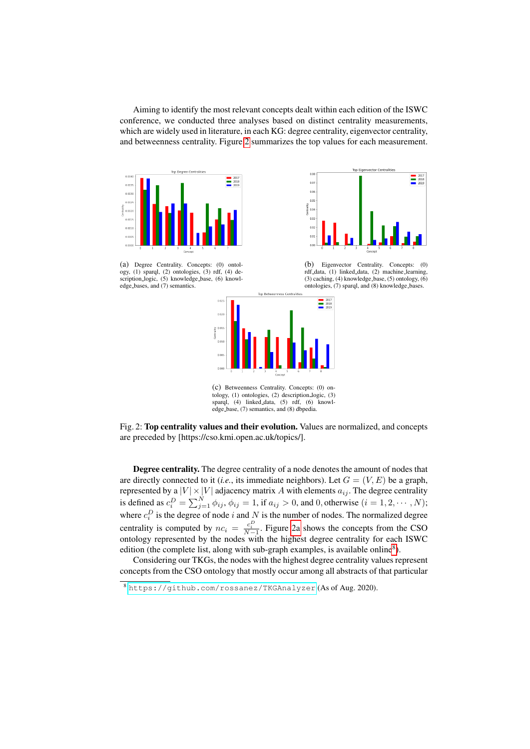Aiming to identify the most relevant concepts dealt within each edition of the ISWC conference, we conducted three analyses based on distinct centrality measurements, which are widely used in literature, in each KG: degree centrality, eigenvector centrality, and betweenness centrality. Figure 2 summarizes the top values for each measurement.

(a) Degree Centrality. Concepts: (0) ontology, (1) sparql, (2) ontologies, (3) rdf, (4) description_logic, (5) knowledge_base, (6) knowledge_bases, and (7) semantics.

(b) Eigenvector Centrality. Concepts: (0) rdf_data, (1) linked_data, (2) machine_learning, (3) caching, (4) knowledge_base, (5) ontology, (6) ontologies, (7) sparql, and (8) knowledge_bases.

(c) Betweenness Centrality. Concepts: (0) ontology, (1) ontologies, (2) description_logic, (3) sparql, (4) linked_data, (5) rdf, (6) knowledge_base, (7) semantics, and (8) dbpedia.

Fig. 2: **Top centrality values and their evolution.** Values are normalized, and concepts are preceded by [https://cso.kmi.open.ac.uk/topics/].

**Degree centrality.** The degree centrality of a node denotes the amount of nodes that are directly connected to it (*i.e.*, its immediate neighbors). Let $G = (V, E)$ be a graph, represented by a $|V| \times |V|$ adjacency matrix $A$ with elements $a_{ij}$. The degree centrality is defined as $c_i^D = \sum_{j=1}^{N} \phi_{ij}$, $\phi_{ij} = 1$, if $a_{ij} > 0$, and $0$, otherwise $(i = 1, 2, \cdots, N)$; where $c_i^D$ is the degree of node $i$ and $N$ is the number of nodes. The normalized degree centrality is computed by $nc_i = \frac{c_i^D}{N-1}$. Figure 2a shows the concepts from the CSO ontology represented by the nodes with the highest degree centrality for each ISWC edition (the complete list, along with sub-graph examples, is available online[8]).

Considering our TKGs, the nodes with the highest degree centrality values represent concepts from the CSO ontology that mostly occur among all abstracts of that particular

[8] https://github.com/rossanez/TKGAnalyzer (As of Aug. 2020).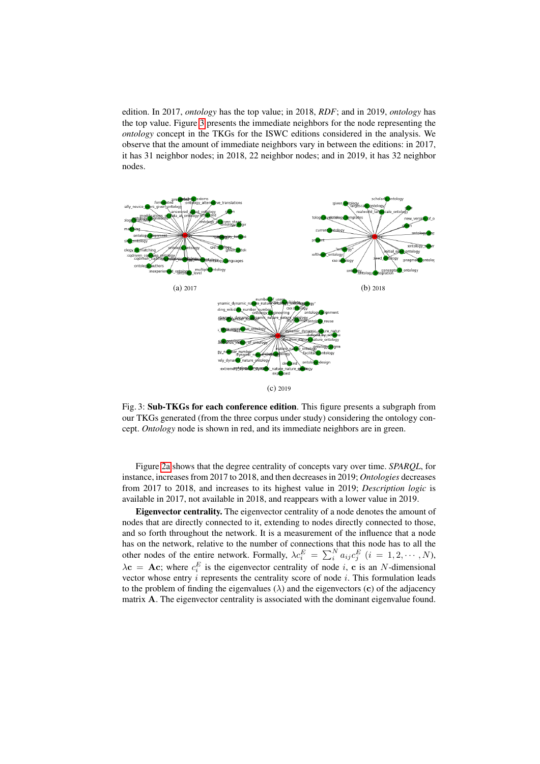edition. In 2017, *ontology* has the top value; in 2018, *RDF*; and in 2019, *ontology* has the top value. Figure 3 presents the immediate neighbors for the node representing the *ontology* concept in the TKGs for the ISWC editions considered in the analysis. We observe that the amount of immediate neighbors vary in between the editions: in 2017, it has 31 neighbor nodes; in 2018, 22 neighbor nodes; and in 2019, it has 32 neighbor nodes.

(a) 2017

(b) 2018

(c) 2019

Fig. 3: **Sub-TKGs for each conference edition**. This figure presents a subgraph from our TKGs generated (from the three corpus under study) considering the ontology concept. *Ontology* node is shown in red, and its immediate neighbors are in green.

Figure 2a shows that the degree centrality of concepts vary over time. *SPARQL*, for instance, increases from 2017 to 2018, and then decreases in 2019; *Ontologies* decreases from 2017 to 2018, and increases to its highest value in 2019; *Description logic* is available in 2017, not available in 2018, and reappears with a lower value in 2019.

**Eigenvector centrality.** The eigenvector centrality of a node denotes the amount of nodes that are directly connected to it, extending to nodes directly connected to those, and so forth throughout the network. It is a measurement of the influence that a node has on the network, relative to the number of connections that this node has to all the other nodes of the entire network. Formally, $\lambda c_i^E = \sum_i^N a_{ij} c_j^E$ $(i = 1, 2, \cdots, N)$, $\lambda \mathbf{c} = \mathbf{A}\mathbf{c}$; where $c_i^E$ is the eigenvector centrality of node $i$, $\mathbf{c}$ is an $N$-dimensional vector whose entry $i$ represents the centrality score of node $i$. This formulation leads to the problem of finding the eigenvalues ($\lambda$) and the eigenvectors ($\mathbf{c}$) of the adjacency matrix $\mathbf{A}$. The eigenvector centrality is associated with the dominant eigenvalue found.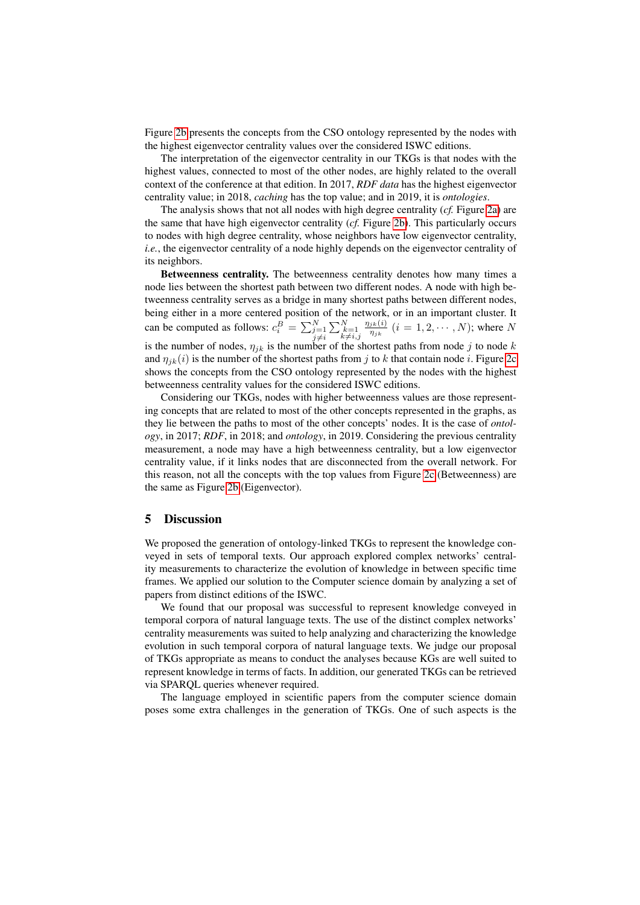Figure 2b presents the concepts from the CSO ontology represented by the nodes with the highest eigenvector centrality values over the considered ISWC editions.

The interpretation of the eigenvector centrality in our TKGs is that nodes with the highest values, connected to most of the other nodes, are highly related to the overall context of the conference at that edition. In 2017, *RDF data* has the highest eigenvector centrality value; in 2018, *caching* has the top value; and in 2019, it is *ontologies*.

The analysis shows that not all nodes with high degree centrality (*cf.* Figure 2a) are the same that have high eigenvector centrality (*cf.* Figure 2b). This particularly occurs to nodes with high degree centrality, whose neighbors have low eigenvector centrality, *i.e.*, the eigenvector centrality of a node highly depends on the eigenvector centrality of its neighbors.

**Betweenness centrality.** The betweenness centrality denotes how many times a node lies between the shortest path between two different nodes. A node with high betweenness centrality serves as a bridge in many shortest paths between different nodes, being either in a more centered position of the network, or in an important cluster. It can be computed as follows: $c_i^B = \sum_{\substack{j=1 \\ j \neq i}}^{N} \sum_{\substack{k=1 \\ k \neq i,j}}^{N} \frac{\eta_{jk}(i)}{\eta_{jk}}$ $(i = 1, 2, \cdots, N)$; where $N$ is the number of nodes, $\eta_{jk}$ is the number of the shortest paths from node $j$ to node $k$ and $\eta_{jk}(i)$ is the number of the shortest paths from $j$ to $k$ that contain node $i$. Figure 2c shows the concepts from the CSO ontology represented by the nodes with the highest betweenness centrality values for the considered ISWC editions.

Considering our TKGs, nodes with higher betweenness values are those representing concepts that are related to most of the other concepts represented in the graphs, as they lie between the paths to most of the other concepts' nodes. It is the case of *ontology*, in 2017; *RDF*, in 2018; and *ontology*, in 2019. Considering the previous centrality measurement, a node may have a high betweenness centrality, but a low eigenvector centrality value, if it links nodes that are disconnected from the overall network. For this reason, not all the concepts with the top values from Figure 2c (Betweenness) are the same as Figure 2b (Eigenvector).

## 5 Discussion

We proposed the generation of ontology-linked TKGs to represent the knowledge conveyed in sets of temporal texts. Our approach explored complex networks' centrality measurements to characterize the evolution of knowledge in between specific time frames. We applied our solution to the Computer science domain by analyzing a set of papers from distinct editions of the ISWC.

We found that our proposal was successful to represent knowledge conveyed in temporal corpora of natural language texts. The use of the distinct complex networks' centrality measurements was suited to help analyzing and characterizing the knowledge evolution in such temporal corpora of natural language texts. We judge our proposal of TKGs appropriate as means to conduct the analyses because KGs are well suited to represent knowledge in terms of facts. In addition, our generated TKGs can be retrieved via SPARQL queries whenever required.

The language employed in scientific papers from the computer science domain poses some extra challenges in the generation of TKGs. One of such aspects is the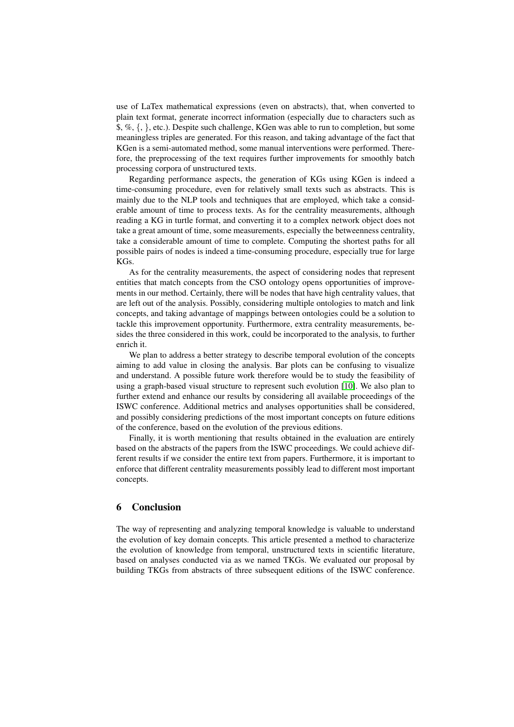use of LaTex mathematical expressions (even on abstracts), that, when converted to plain text format, generate incorrect information (especially due to characters such as $, %, {, }, etc.). Despite such challenge, KGen was able to run to completion, but some meaningless triples are generated. For this reason, and taking advantage of the fact that KGen is a semi-automated method, some manual interventions were performed. Therefore, the preprocessing of the text requires further improvements for smoothly batch processing corpora of unstructured texts.

Regarding performance aspects, the generation of KGs using KGen is indeed a time-consuming procedure, even for relatively small texts such as abstracts. This is mainly due to the NLP tools and techniques that are employed, which take a considerable amount of time to process texts. As for the centrality measurements, although reading a KG in turtle format, and converting it to a complex network object does not take a great amount of time, some measurements, especially the betweenness centrality, take a considerable amount of time to complete. Computing the shortest paths for all possible pairs of nodes is indeed a time-consuming procedure, especially true for large KGs.

As for the centrality measurements, the aspect of considering nodes that represent entities that match concepts from the CSO ontology opens opportunities of improvements in our method. Certainly, there will be nodes that have high centrality values, that are left out of the analysis. Possibly, considering multiple ontologies to match and link concepts, and taking advantage of mappings between ontologies could be a solution to tackle this improvement opportunity. Furthermore, extra centrality measurements, besides the three considered in this work, could be incorporated to the analysis, to further enrich it.

We plan to address a better strategy to describe temporal evolution of the concepts aiming to add value in closing the analysis. Bar plots can be confusing to visualize and understand. A possible future work therefore would be to study the feasibility of using a graph-based visual structure to represent such evolution [10]. We also plan to further extend and enhance our results by considering all available proceedings of the ISWC conference. Additional metrics and analyses opportunities shall be considered, and possibly considering predictions of the most important concepts on future editions of the conference, based on the evolution of the previous editions.

Finally, it is worth mentioning that results obtained in the evaluation are entirely based on the abstracts of the papers from the ISWC proceedings. We could achieve different results if we consider the entire text from papers. Furthermore, it is important to enforce that different centrality measurements possibly lead to different most important concepts.

## 6 Conclusion

The way of representing and analyzing temporal knowledge is valuable to understand the evolution of key domain concepts. This article presented a method to characterize the evolution of knowledge from temporal, unstructured texts in scientific literature, based on analyses conducted via as we named TKGs. We evaluated our proposal by building TKGs from abstracts of three subsequent editions of the ISWC conference.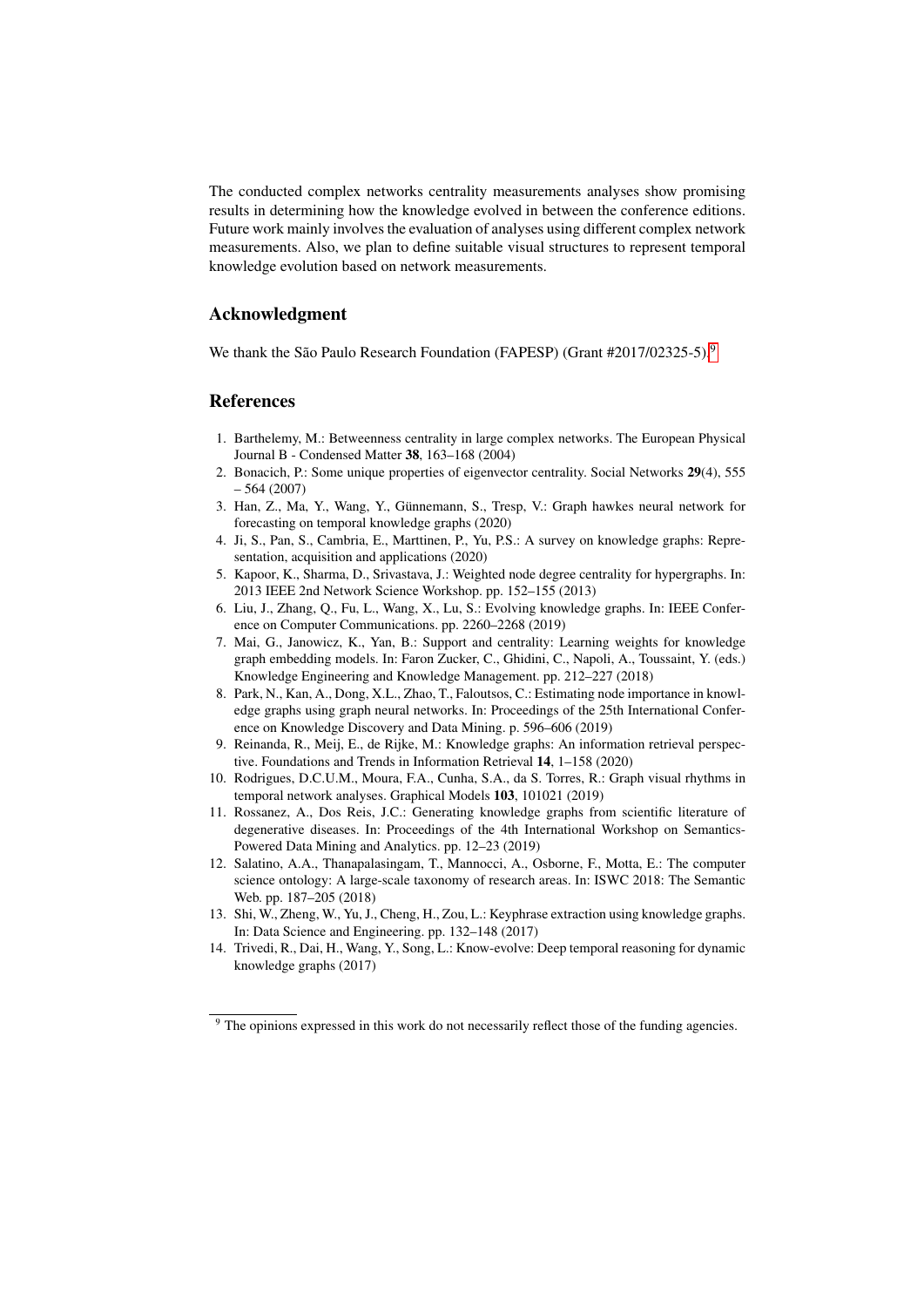The conducted complex networks centrality measurements analyses show promising results in determining how the knowledge evolved in between the conference editions. Future work mainly involves the evaluation of analyses using different complex network measurements. Also, we plan to define suitable visual structures to represent temporal knowledge evolution based on network measurements.

## Acknowledgment

We thank the São Paulo Research Foundation (FAPESP) (Grant #2017/02325-5).[9]

## References

1. Barthelemy, M.: Betweenness centrality in large complex networks. The European Physical Journal B - Condensed Matter **38**, 163–168 (2004)
2. Bonacich, P.: Some unique properties of eigenvector centrality. Social Networks **29**(4), 555 – 564 (2007)
3. Han, Z., Ma, Y., Wang, Y., Günnemann, S., Tresp, V.: Graph hawkes neural network for forecasting on temporal knowledge graphs (2020)
4. Ji, S., Pan, S., Cambria, E., Marttinen, P., Yu, P.S.: A survey on knowledge graphs: Representation, acquisition and applications (2020)
5. Kapoor, K., Sharma, D., Srivastava, J.: Weighted node degree centrality for hypergraphs. In: 2013 IEEE 2nd Network Science Workshop. pp. 152–155 (2013)
6. Liu, J., Zhang, Q., Fu, L., Wang, X., Lu, S.: Evolving knowledge graphs. In: IEEE Conference on Computer Communications. pp. 2260–2268 (2019)
7. Mai, G., Janowicz, K., Yan, B.: Support and centrality: Learning weights for knowledge graph embedding models. In: Faron Zucker, C., Ghidini, C., Napoli, A., Toussaint, Y. (eds.) Knowledge Engineering and Knowledge Management. pp. 212–227 (2018)
8. Park, N., Kan, A., Dong, X.L., Zhao, T., Faloutsos, C.: Estimating node importance in knowledge graphs using graph neural networks. In: Proceedings of the 25th International Conference on Knowledge Discovery and Data Mining. p. 596–606 (2019)
9. Reinanda, R., Meij, E., de Rijke, M.: Knowledge graphs: An information retrieval perspective. Foundations and Trends in Information Retrieval **14**, 1–158 (2020)
10. Rodrigues, D.C.U.M., Moura, F.A., Cunha, S.A., da S. Torres, R.: Graph visual rhythms in temporal network analyses. Graphical Models **103**, 101021 (2019)
11. Rossanez, A., Dos Reis, J.C.: Generating knowledge graphs from scientific literature of degenerative diseases. In: Proceedings of the 4th International Workshop on Semantics-Powered Data Mining and Analytics. pp. 12–23 (2019)
12. Salatino, A.A., Thanapalasingam, T., Mannocci, A., Osborne, F., Motta, E.: The computer science ontology: A large-scale taxonomy of research areas. In: ISWC 2018: The Semantic Web. pp. 187–205 (2018)
13. Shi, W., Zheng, W., Yu, J., Cheng, H., Zou, L.: Keyphrase extraction using knowledge graphs. In: Data Science and Engineering. pp. 132–148 (2017)
14. Trivedi, R., Dai, H., Wang, Y., Song, L.: Know-evolve: Deep temporal reasoning for dynamic knowledge graphs (2017)

[9] The opinions expressed in this work do not necessarily reflect those of the funding agencies.